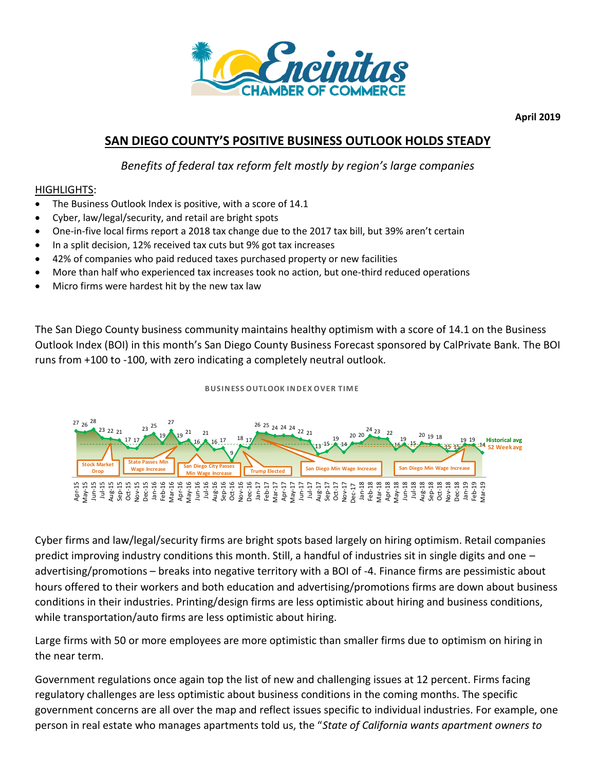April 2019

# SAN DIEGO COUNTY'S POSITIVE BUSINESS OUTLOOK HOLDS STEADY

*Benefits of federal tax reform felt mostly by region's large companies*

HIGHLIGHTS:

- The Business Outlook Index is positive, with a score of 14.1
- Cyber, law/legal/security, and retail are bright spots
- One-in-five local firms report a 2018 tax change due to the 2017 tax bill, but 39% aren't certain
- In a split decision, 12% received tax cuts but 9% got tax increases
- 42% of companies who paid reduced taxes purchased property or new facilities
- More than half who experienced tax increases took no action, but one-third reduced operations
- Micro firms were hardest hit by the new tax law

The San Diego County business community maintains healthy optimism with a score of 14.1 on the Business Outlook Index (BOI) in this month's San Diego County Business Forecast sponsored by CalPrivate Bank. The BOI runs from +100 to -100, with zero indicating a completely neutral outlook.

BUSINESS OUTLOOK INDEX OVER TIME

Cyber firms and law/legal/security firms are bright spots based largely on hiring optimism. Retail companies predict improving industry conditions this month. Still, a handful of industries sit in single digits and one – advertising/promotions – breaks into negative territory with a BOI of -4. Finance firms are pessimistic about hours offered to their workers and both education and advertising/promotions firms are down about business conditions in their industries. Printing/design firms are less optimistic about hiring and business conditions, while transportation/auto firms are less optimistic about hiring.

Large firms with 50 or more employees are more optimistic than smaller firms due to optimism on hiring in the near term.

Government regulations once again top the list of new and challenging issues at 12 percent. Firms facing regulatory challenges are less optimistic about business conditions in the coming months. The specific government concerns are all over the map and reflect issues specific to individual industries. For example, one person in real estate who manages apartments told us, the "*State of California wants apartment owners to*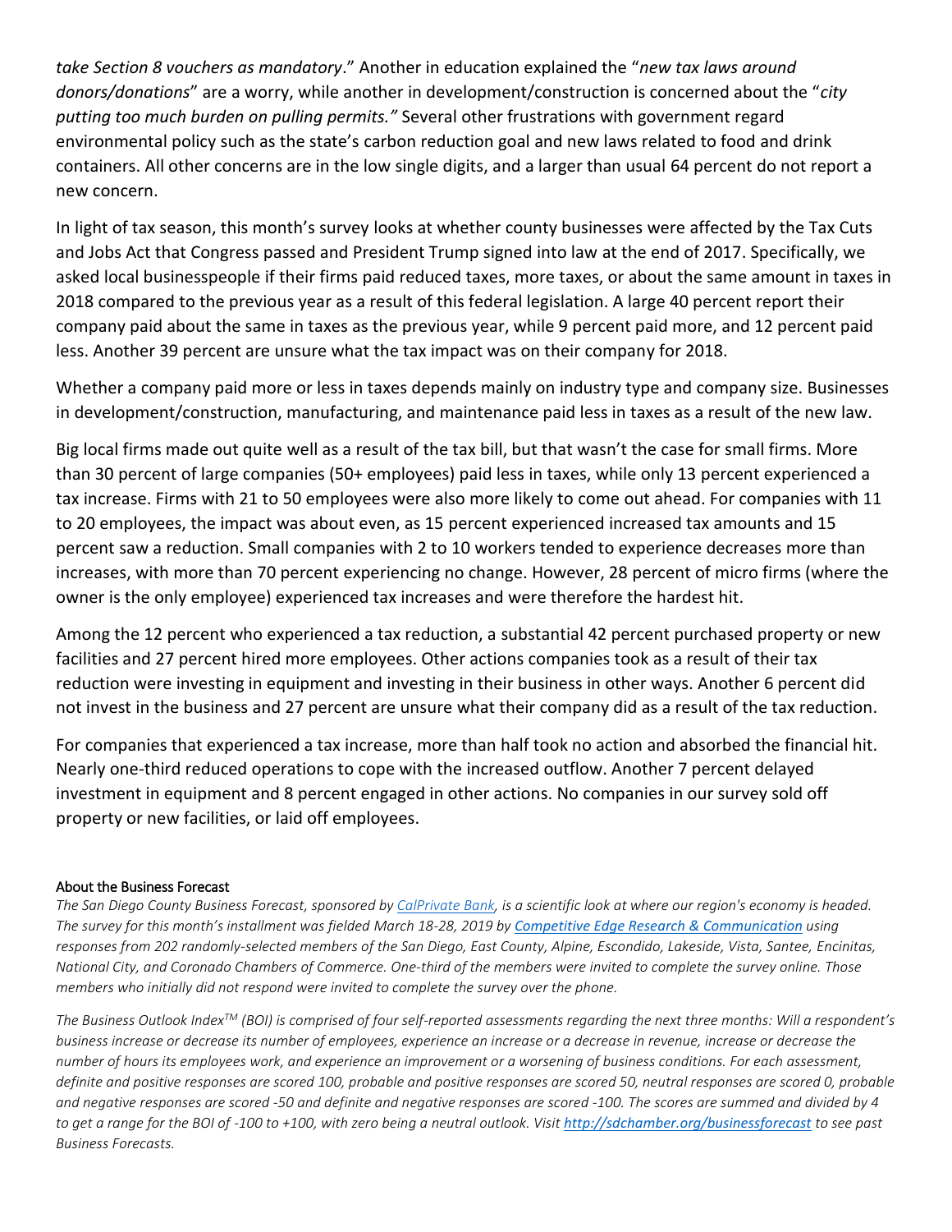*take Section 8 vouchers as mandatory*." Another in education explained the "*new tax laws around donors/donations*" are a worry, while another in development/construction is concerned about the "*city putting too much burden on pulling permits.*" Several other frustrations with government regard environmental policy such as the state's carbon reduction goal and new laws related to food and drink containers. All other concerns are in the low single digits, and a larger than usual 64 percent do not report a new concern.

In light of tax season, this month's survey looks at whether county businesses were affected by the Tax Cuts and Jobs Act that Congress passed and President Trump signed into law at the end of 2017. Specifically, we asked local businesspeople if their firms paid reduced taxes, more taxes, or about the same amount in taxes in 2018 compared to the previous year as a result of this federal legislation. A large 40 percent report their company paid about the same in taxes as the previous year, while 9 percent paid more, and 12 percent paid less. Another 39 percent are unsure what the tax impact was on their company for 2018.

Whether a company paid more or less in taxes depends mainly on industry type and company size. Businesses in development/construction, manufacturing, and maintenance paid less in taxes as a result of the new law.

Big local firms made out quite well as a result of the tax bill, but that wasn't the case for small firms. More than 30 percent of large companies (50+ employees) paid less in taxes, while only 13 percent experienced a tax increase. Firms with 21 to 50 employees were also more likely to come out ahead. For companies with 11 to 20 employees, the impact was about even, as 15 percent experienced increased tax amounts and 15 percent saw a reduction. Small companies with 2 to 10 workers tended to experience decreases more than increases, with more than 70 percent experiencing no change. However, 28 percent of micro firms (where the owner is the only employee) experienced tax increases and were therefore the hardest hit.

Among the 12 percent who experienced a tax reduction, a substantial 42 percent purchased property or new facilities and 27 percent hired more employees. Other actions companies took as a result of their tax reduction were investing in equipment and investing in their business in other ways. Another 6 percent did not invest in the business and 27 percent are unsure what their company did as a result of the tax reduction.

For companies that experienced a tax increase, more than half took no action and absorbed the financial hit. Nearly one-third reduced operations to cope with the increased outflow. Another 7 percent delayed investment in equipment and 8 percent engaged in other actions. No companies in our survey sold off property or new facilities, or laid off employees.

#### About the Business Forecast

*The San Diego County Business Forecast, sponsored by CalPrivate Bank, is a scientific look at where our region's economy is headed. The survey for this month's installment was fielded March 18-28, 2019 by **Competitive Edge Research & Communication** using responses from 202 randomly-selected members of the San Diego, East County, Alpine, Escondido, Lakeside, Vista, Santee, Encinitas, National City, and Coronado Chambers of Commerce. One-third of the members were invited to complete the survey online. Those members who initially did not respond were invited to complete the survey over the phone.*

*The Business Outlook Index™ (BOI) is comprised of four self-reported assessments regarding the next three months: Will a respondent's business increase or decrease its number of employees, experience an increase or a decrease in revenue, increase or decrease the number of hours its employees work, and experience an improvement or a worsening of business conditions. For each assessment, definite and positive responses are scored 100, probable and positive responses are scored 50, neutral responses are scored 0, probable and negative responses are scored -50 and definite and negative responses are scored -100. The scores are summed and divided by 4 to get a range for the BOI of -100 to +100, with zero being a neutral outlook. Visit **http://sdchamber.org/businessforecast** to see past Business Forecasts.*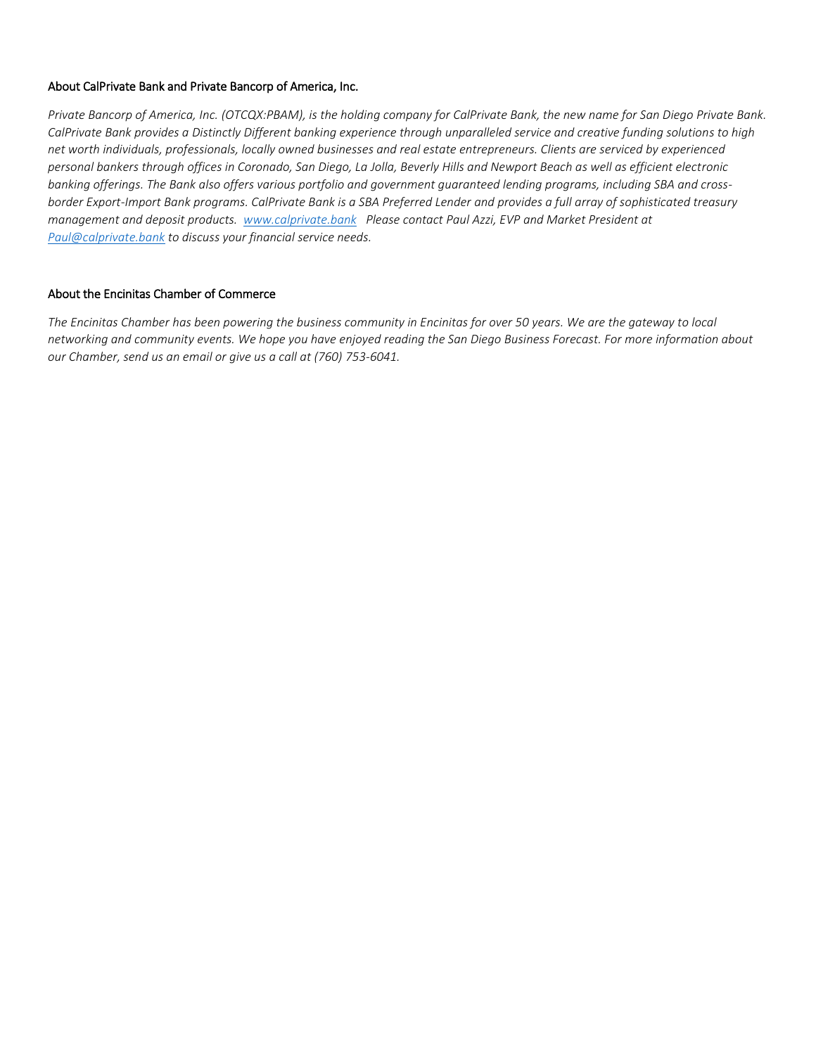### About CalPrivate Bank and Private Bancorp of America, Inc.

*Private Bancorp of America, Inc. (OTCQX:PBAM), is the holding company for CalPrivate Bank, the new name for San Diego Private Bank. CalPrivate Bank provides a Distinctly Different banking experience through unparalleled service and creative funding solutions to high net worth individuals, professionals, locally owned businesses and real estate entrepreneurs. Clients are serviced by experienced personal bankers through offices in Coronado, San Diego, La Jolla, Beverly Hills and Newport Beach as well as efficient electronic banking offerings. The Bank also offers various portfolio and government guaranteed lending programs, including SBA and cross-border Export-Import Bank programs. CalPrivate Bank is a SBA Preferred Lender and provides a full array of sophisticated treasury management and deposit products. [www.calprivate.bank](http://www.calprivate.bank) Please contact Paul Azzi, EVP and Market President at [Paul@calprivate.bank](mailto:Paul@calprivate.bank) to discuss your financial service needs.*

### About the Encinitas Chamber of Commerce

*The Encinitas Chamber has been powering the business community in Encinitas for over 50 years. We are the gateway to local networking and community events. We hope you have enjoyed reading the San Diego Business Forecast. For more information about our Chamber, send us an email or give us a call at (760) 753-6041.*